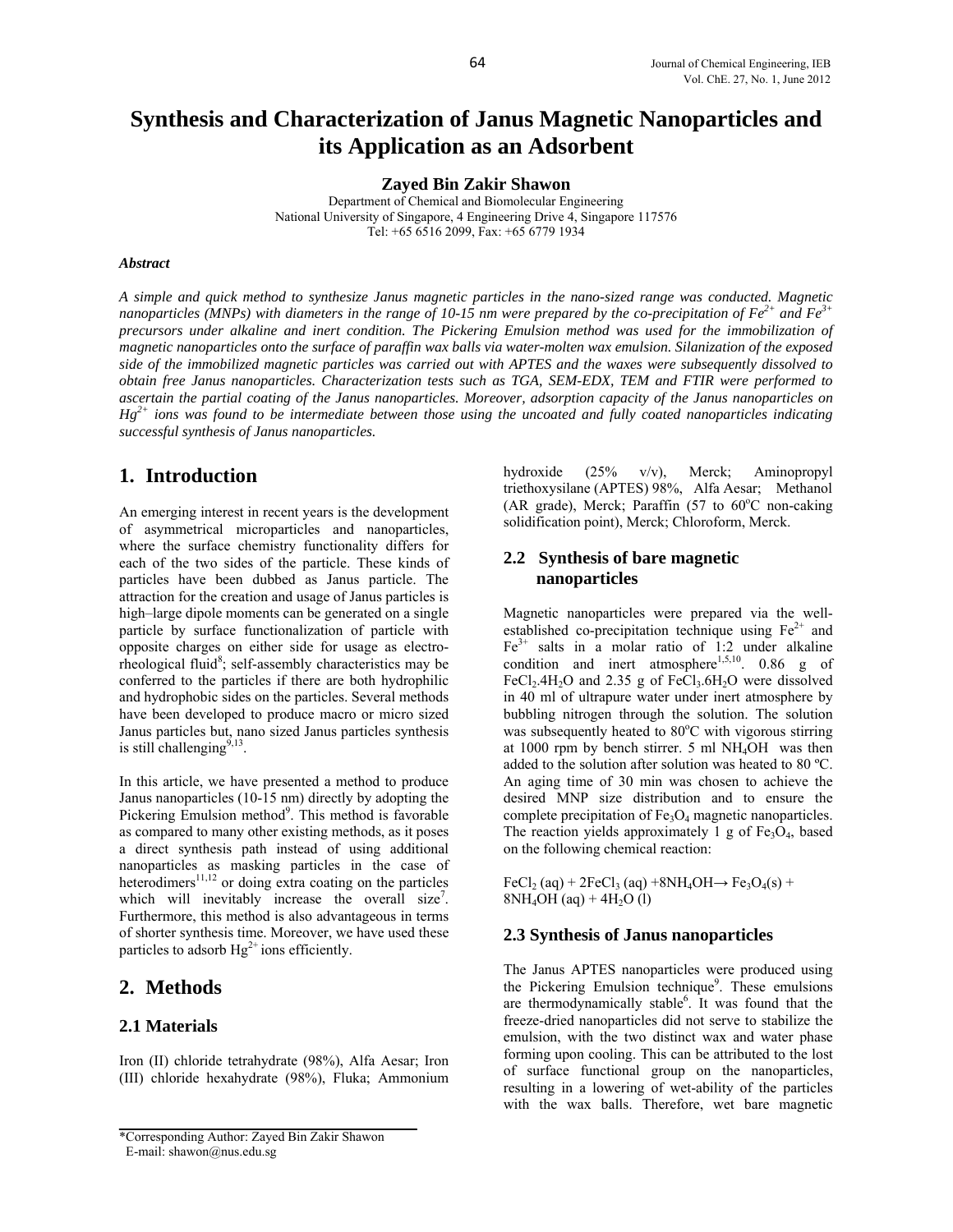# Synthesis and Characterization of Janus Magnetic Nanoparticles and its Application as an Adsorbent

**Zayed Bin Zakir Shawon**

Department of Chemical and Biomolecular Engineering
National University of Singapore, 4 Engineering Drive 4, Singapore 117576
Tel: +65 6516 2099, Fax: +65 6779 1934

***Abstract***

*A simple and quick method to synthesize Janus magnetic particles in the nano-sized range was conducted. Magnetic nanoparticles (MNPs) with diameters in the range of 10-15 nm were prepared by the co-precipitation of $Fe^{2+}$ and $Fe^{3+}$ precursors under alkaline and inert condition. The Pickering Emulsion method was used for the immobilization of magnetic nanoparticles onto the surface of paraffin wax balls via water-molten wax emulsion. Silanization of the exposed side of the immobilized magnetic particles was carried out with APTES and the waxes were subsequently dissolved to obtain free Janus nanoparticles. Characterization tests such as TGA, SEM-EDX, TEM and FTIR were performed to ascertain the partial coating of the Janus nanoparticles. Moreover, adsorption capacity of the Janus nanoparticles on $Hg^{2+}$ ions was found to be intermediate between those using the uncoated and fully coated nanoparticles indicating successful synthesis of Janus nanoparticles.*

## 1. Introduction

An emerging interest in recent years is the development of asymmetrical microparticles and nanoparticles, where the surface chemistry functionality differs for each of the two sides of the particle. These kinds of particles have been dubbed as Janus particle. The attraction for the creation and usage of Janus particles is high–large dipole moments can be generated on a single particle by surface functionalization of particle with opposite charges on either side for usage as electro-rheological fluid[8]; self-assembly characteristics may be conferred to the particles if there are both hydrophilic and hydrophobic sides on the particles. Several methods have been developed to produce macro or micro sized Janus particles but, nano sized Janus particles synthesis is still challenging[9,13].

In this article, we have presented a method to produce Janus nanoparticles (10-15 nm) directly by adopting the Pickering Emulsion method[9]. This method is favorable as compared to many other existing methods, as it poses a direct synthesis path instead of using additional nanoparticles as masking particles in the case of heterodimers[11,12] or doing extra coating on the particles which will inevitably increase the overall size[7]. Furthermore, this method is also advantageous in terms of shorter synthesis time. Moreover, we have used these particles to adsorb $Hg^{2+}$ ions efficiently.

## 2. Methods

### 2.1 Materials

Iron (II) chloride tetrahydrate (98%), Alfa Aesar; Iron (III) chloride hexahydrate (98%), Fluka; Ammonium hydroxide (25% v/v), Merck; Aminopropyl triethoxysilane (APTES) 98%, Alfa Aesar; Methanol (AR grade), Merck; Paraffin (57 to 60°C non-caking solidification point), Merck; Chloroform, Merck.

### 2.2 Synthesis of bare magnetic nanoparticles

Magnetic nanoparticles were prepared via the well-established co-precipitation technique using $Fe^{2+}$ and $Fe^{3+}$ salts in a molar ratio of 1:2 under alkaline condition and inert atmosphere[1,5,10]. 0.86 g of $FeCl_2.4H_2O$ and 2.35 g of $FeCl_3.6H_2O$ were dissolved in 40 ml of ultrapure water under inert atmosphere by bubbling nitrogen through the solution. The solution was subsequently heated to 80°C with vigorous stirring at 1000 rpm by bench stirrer. 5 ml $NH_4OH$ was then added to the solution after solution was heated to 80 ºC. An aging time of 30 min was chosen to achieve the desired MNP size distribution and to ensure the complete precipitation of $Fe_3O_4$ magnetic nanoparticles. The reaction yields approximately 1 g of $Fe_3O_4$, based on the following chemical reaction:

$$FeCl_2\,(aq) + 2FeCl_3\,(aq) + 8NH_4OH \rightarrow Fe_3O_4(s) + 8NH_4OH\,(aq) + 4H_2O\,(l)$$

### 2.3 Synthesis of Janus nanoparticles

The Janus APTES nanoparticles were produced using the Pickering Emulsion technique[9]. These emulsions are thermodynamically stable[6]. It was found that the freeze-dried nanoparticles did not serve to stabilize the emulsion, with the two distinct wax and water phase forming upon cooling. This can be attributed to the lost of surface functional group on the nanoparticles, resulting in a lowering of wet-ability of the particles with the wax balls. Therefore, wet bare magnetic

---

*Corresponding Author: Zayed Bin Zakir Shawon
E-mail: shawon@nus.edu.sg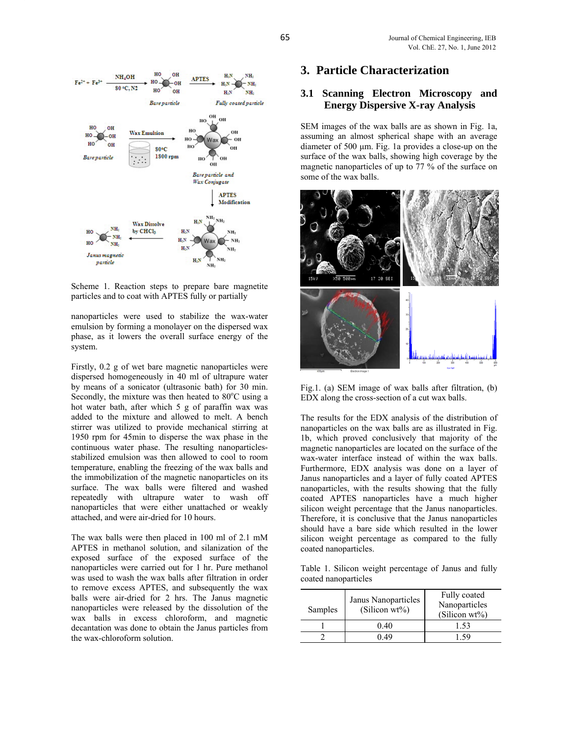Scheme 1. Reaction steps to prepare bare magnetite particles and to coat with APTES fully or partially

nanoparticles were used to stabilize the wax-water emulsion by forming a monolayer on the dispersed wax phase, as it lowers the overall surface energy of the system.

Firstly, 0.2 g of wet bare magnetic nanoparticles were dispersed homogeneously in 40 ml of ultrapure water by means of a sonicator (ultrasonic bath) for 30 min. Secondly, the mixture was then heated to 80$^{o}$C using a hot water bath, after which 5 g of paraffin wax was added to the mixture and allowed to melt. A bench stirrer was utilized to provide mechanical stirring at 1950 rpm for 45min to disperse the wax phase in the continuous water phase. The resulting nanoparticles-stabilized emulsion was then allowed to cool to room temperature, enabling the freezing of the wax balls and the immobilization of the magnetic nanoparticles on its surface. The wax balls were filtered and washed repeatedly with ultrapure water to wash off nanoparticles that were either unattached or weakly attached, and were air-dried for 10 hours.

The wax balls were then placed in 100 ml of 2.1 mM APTES in methanol solution, and silanization of the exposed surface of the exposed surface of the nanoparticles were carried out for 1 hr. Pure methanol was used to wash the wax balls after filtration in order to remove excess APTES, and subsequently the wax balls were air-dried for 2 hrs. The Janus magnetic nanoparticles were released by the dissolution of the wax balls in excess chloroform, and magnetic decantation was done to obtain the Janus particles from the wax-chloroform solution.

## 3. Particle Characterization

### 3.1 Scanning Electron Microscopy and Energy Dispersive X-ray Analysis

SEM images of the wax balls are as shown in Fig. 1a, assuming an almost spherical shape with an average diameter of 500 µm. Fig. 1a provides a close-up on the surface of the wax balls, showing high coverage by the magnetic nanoparticles of up to 77 % of the surface on some of the wax balls.

Fig.1. (a) SEM image of wax balls after filtration, (b) EDX along the cross-section of a cut wax balls.

The results for the EDX analysis of the distribution of nanoparticles on the wax balls are as illustrated in Fig. 1b, which proved conclusively that majority of the magnetic nanoparticles are located on the surface of the wax-water interface instead of within the wax balls. Furthermore, EDX analysis was done on a layer of Janus nanoparticles and a layer of fully coated APTES nanoparticles, with the results showing that the fully coated APTES nanoparticles have a much higher silicon weight percentage that the Janus nanoparticles. Therefore, it is conclusive that the Janus nanoparticles should have a bare side which resulted in the lower silicon weight percentage as compared to the fully coated nanoparticles.

Table 1. Silicon weight percentage of Janus and fully coated nanoparticles

| Samples | Janus Nanoparticles (Silicon wt%) | Fully coated Nanoparticles (Silicon wt%) |
|---|---|---|
| 1 | 0.40 | 1.53 |
| 2 | 0.49 | 1.59 |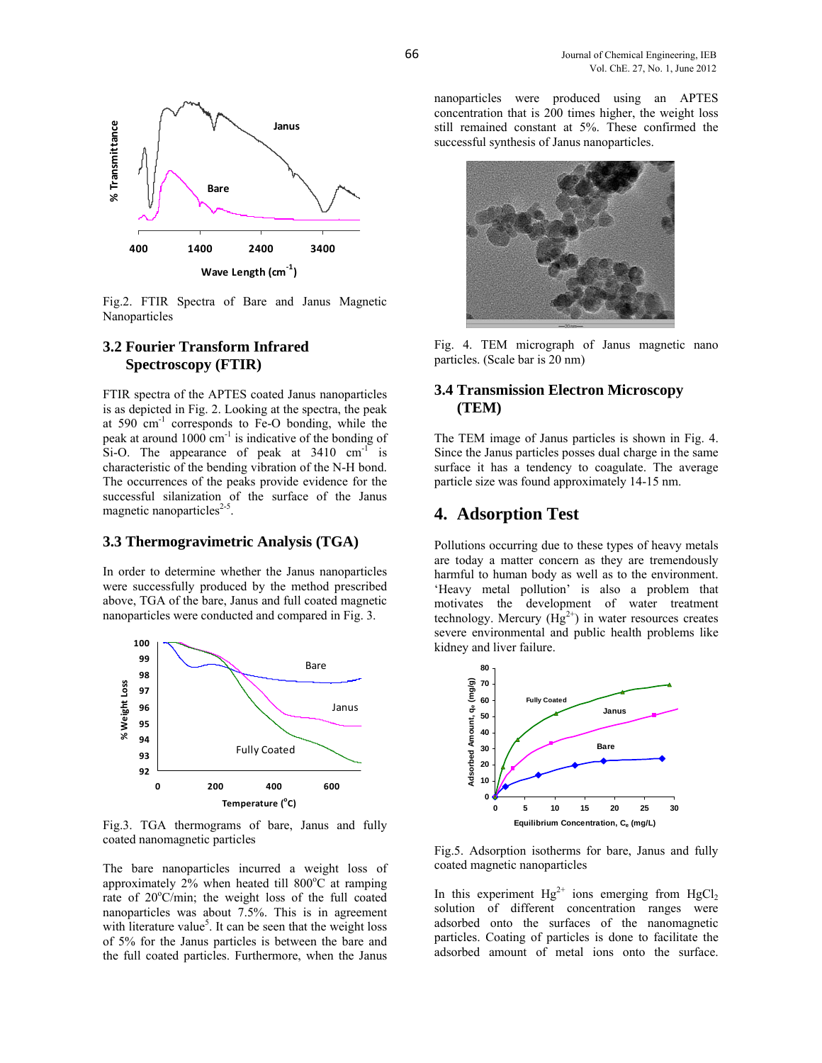Fig.2. FTIR Spectra of Bare and Janus Magnetic Nanoparticles

## 3.2 Fourier Transform Infrared Spectroscopy (FTIR)

FTIR spectra of the APTES coated Janus nanoparticles is as depicted in Fig. 2. Looking at the spectra, the peak at 590 $cm^{-1}$ corresponds to Fe-O bonding, while the peak at around 1000 $cm^{-1}$ is indicative of the bonding of Si-O. The appearance of peak at 3410 $cm^{-1}$ is characteristic of the bending vibration of the N-H bond. The occurrences of the peaks provide evidence for the successful silanization of the surface of the Janus magnetic nanoparticles[2-5].

## 3.3 Thermogravimetric Analysis (TGA)

In order to determine whether the Janus nanoparticles were successfully produced by the method prescribed above, TGA of the bare, Janus and full coated magnetic nanoparticles were conducted and compared in Fig. 3.

Fig.3. TGA thermograms of bare, Janus and fully coated nanomagnetic particles

The bare nanoparticles incurred a weight loss of approximately 2% when heated till 800$^{o}$C at ramping rate of 20$^{o}$C/min; the weight loss of the full coated nanoparticles was about 7.5%. This is in agreement with literature value[5]. It can be seen that the weight loss of 5% for the Janus particles is between the bare and the full coated particles. Furthermore, when the Janus nanoparticles were produced using an APTES concentration that is 200 times higher, the weight loss still remained constant at 5%. These confirmed the successful synthesis of Janus nanoparticles.

Fig. 4. TEM micrograph of Janus magnetic nano particles. (Scale bar is 20 nm)

## 3.4 Transmission Electron Microscopy (TEM)

The TEM image of Janus particles is shown in Fig. 4. Since the Janus particles posses dual charge in the same surface it has a tendency to coagulate. The average particle size was found approximately 14-15 nm.

# 4. Adsorption Test

Pollutions occurring due to these types of heavy metals are today a matter concern as they are tremendously harmful to human body as well as to the environment. 'Heavy metal pollution' is also a problem that motivates the development of water treatment technology. Mercury ($Hg^{2+}$) in water resources creates severe environmental and public health problems like kidney and liver failure.

Fig.5. Adsorption isotherms for bare, Janus and fully coated magnetic nanoparticles

In this experiment $Hg^{2+}$ ions emerging from $HgCl_2$ solution of different concentration ranges were adsorbed onto the surfaces of the nanomagnetic particles. Coating of particles is done to facilitate the adsorbed amount of metal ions onto the surface.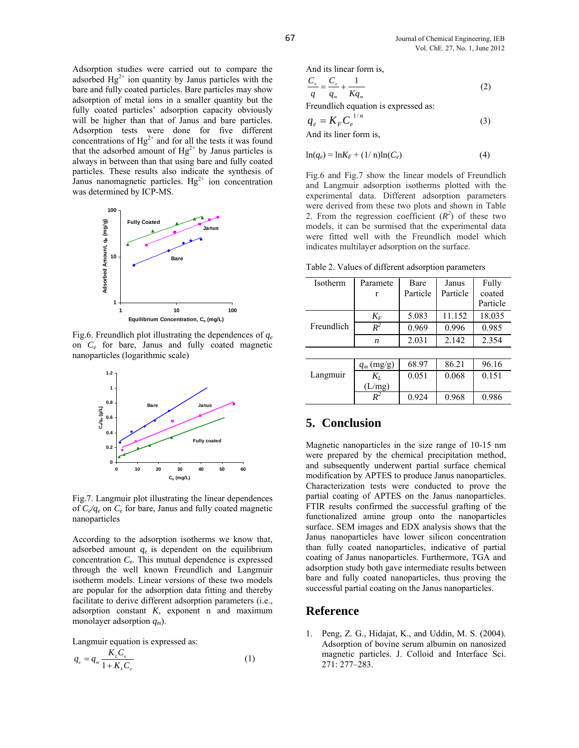Adsorption studies were carried out to compare the adsorbed $Hg^{2+}$ ion quantity by Janus particles with the bare and fully coated particles. Bare particles may show adsorption of metal ions in a smaller quantity but the fully coated particles' adsorption capacity obviously will be higher than that of Janus and bare particles. Adsorption tests were done for five different concentrations of $Hg^{2+}$ and for all the tests it was found that the adsorbed amount of $Hg^{2+}$ by Janus particles is always in between than that using bare and fully coated particles. These results also indicate the synthesis of Janus nanomagnetic particles. $Hg^{2+}$ ion concentration was determined by ICP-MS.

Fig.6. Freundlich plot illustrating the dependences of $q_e$ on $C_e$ for bare, Janus and fully coated magnetic nanoparticles (logarithmic scale)

Fig.7. Langmuir plot illustrating the linear dependences of $C_e/q_e$ on $C_e$ for bare, Janus and fully coated magnetic nanoparticles

According to the adsorption isotherms we know that, adsorbed amount $q_e$ is dependent on the equilibrium concentration $C_e$. This mutual dependence is expressed through the well known Freundlich and Langmuir isotherm models. Linear versions of these two models are popular for the adsorption data fitting and thereby facilitate to derive different adsorption parameters (i.e., adsorption constant $K$, exponent n and maximum monolayer adsorption $q_m$).

Langmuir equation is expressed as:

$$q_e = q_m \frac{K_L C_e}{1 + K_L C_e} \qquad (1)$$

And its linear form is,

$$\frac{C_e}{q} = \frac{C_e}{q_m} + \frac{1}{K q_m} \qquad (2)$$

Freundlich equation is expressed as:

$$q_e = K_F C_e^{\,1/n} \qquad (3)$$

And its liner form is,

$$\ln(q_e) = \ln K_F + (1/\,n)\ln(C_e) \qquad (4)$$

Fig.6 and Fig.7 show the linear models of Freundlich and Langmuir adsorption isotherms plotted with the experimental data. Different adsorption parameters were derived from these two plots and shown in Table 2. From the regression coefficient ($R^2$) of these two models, it can be surmised that the experimental data were fitted well with the Freundlich model which indicates multilayer adsorption on the surface.

Table 2. Values of different adsorption parameters

| Isotherm | Parameter | Bare Particle | Janus Particle | Fully coated Particle |
|---|---|---|---|---|
| Freundlich | $K_F$ | 5.083 | 11.152 | 18.035 |
| | $R^2$ | 0.969 | 0.996 | 0.985 |
| | $n$ | 2.031 | 2.142 | 2.354 |
| Langmuir | $q_m$ (mg/g) | 68.97 | 86.21 | 96.16 |
| | $K_L$ (L/mg) | 0.051 | 0.068 | 0.151 |
| | $R^2$ | 0.924 | 0.968 | 0.986 |

## 5. Conclusion

Magnetic nanoparticles in the size range of 10-15 nm were prepared by the chemical precipitation method, and subsequently underwent partial surface chemical modification by APTES to produce Janus nanoparticles. Characterization tests were conducted to prove the partial coating of APTES on the Janus nanoparticles. FTIR results confirmed the successful grafting of the functionalized amine group onto the nanoparticles surface. SEM images and EDX analysis shows that the Janus nanoparticles have lower silicon concentration than fully coated nanoparticles, indicative of partial coating of Janus nanoparticles. Furthermore, TGA and adsorption study both gave intermediate results between bare and fully coated nanoparticles, thus proving the successful partial coating on the Janus nanoparticles.

## Reference

1. Peng, Z. G., Hidajat, K., and Uddin, M. S. (2004). Adsorption of bovine serum albumin on nanosized magnetic particles. J. Colloid and Interface Sci. 271: 277–283.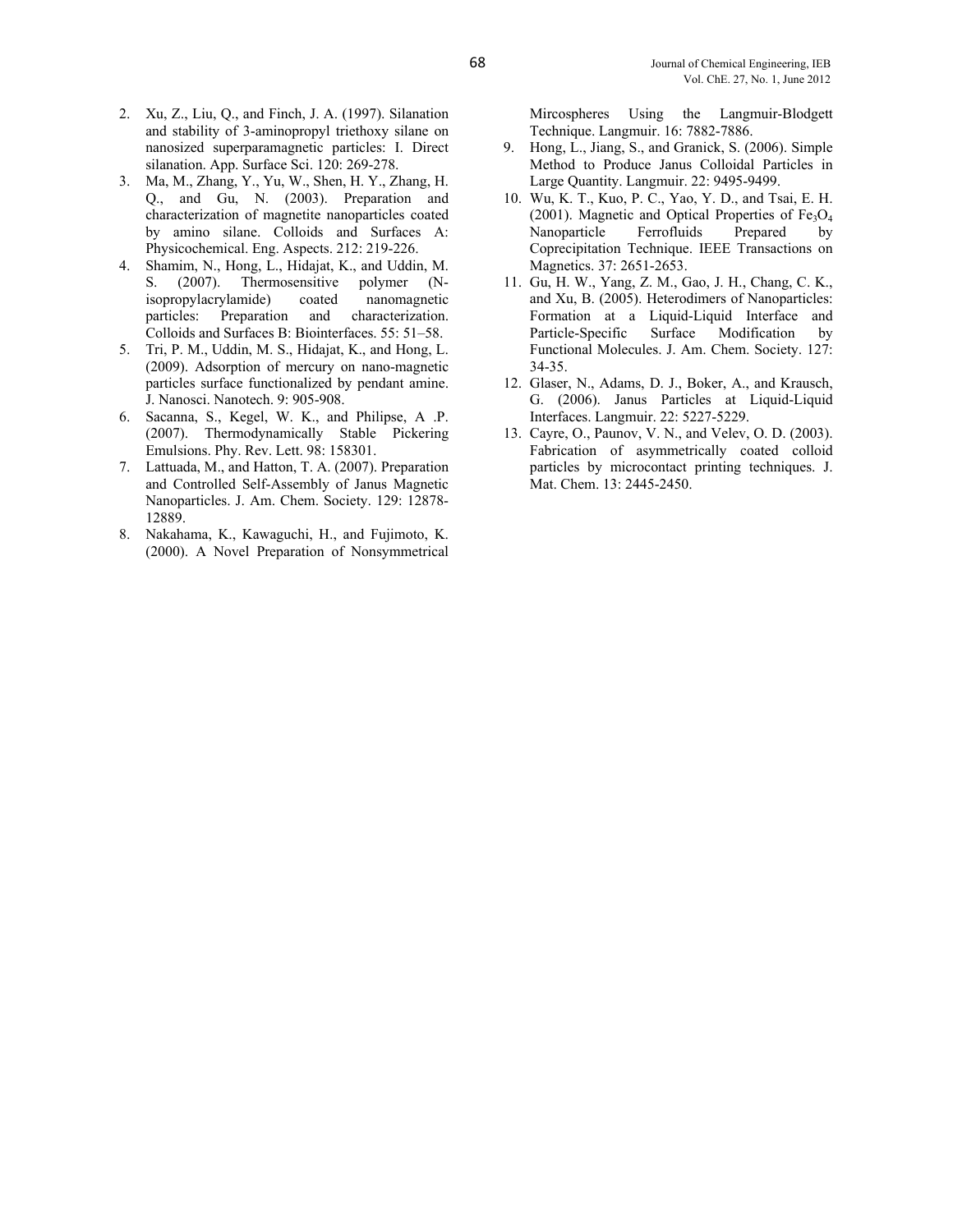2. Xu, Z., Liu, Q., and Finch, J. A. (1997). Silanation and stability of 3-aminopropyl triethoxy silane on nanosized superparamagnetic particles: I. Direct silanation. App. Surface Sci. 120: 269-278.
3. Ma, M., Zhang, Y., Yu, W., Shen, H. Y., Zhang, H. Q., and Gu, N. (2003). Preparation and characterization of magnetite nanoparticles coated by amino silane. Colloids and Surfaces A: Physicochemical. Eng. Aspects. 212: 219-226.
4. Shamim, N., Hong, L., Hidajat, K., and Uddin, M. S. (2007). Thermosensitive polymer (N-isopropylacrylamide) coated nanomagnetic particles: Preparation and characterization. Colloids and Surfaces B: Biointerfaces. 55: 51–58.
5. Tri, P. M., Uddin, M. S., Hidajat, K., and Hong, L. (2009). Adsorption of mercury on nano-magnetic particles surface functionalized by pendant amine. J. Nanosci. Nanotech. 9: 905-908.
6. Sacanna, S., Kegel, W. K., and Philipse, A .P. (2007). Thermodynamically Stable Pickering Emulsions. Phy. Rev. Lett. 98: 158301.
7. Lattuada, M., and Hatton, T. A. (2007). Preparation and Controlled Self-Assembly of Janus Magnetic Nanoparticles. J. Am. Chem. Society. 129: 12878-12889.
8. Nakahama, K., Kawaguchi, H., and Fujimoto, K. (2000). A Novel Preparation of Nonsymmetrical Mircospheres Using the Langmuir-Blodgett Technique. Langmuir. 16: 7882-7886.
9. Hong, L., Jiang, S., and Granick, S. (2006). Simple Method to Produce Janus Colloidal Particles in Large Quantity. Langmuir. 22: 9495-9499.
10. Wu, K. T., Kuo, P. C., Yao, Y. D., and Tsai, E. H. (2001). Magnetic and Optical Properties of $Fe_3O_4$ Nanoparticle Ferrofluids Prepared by Coprecipitation Technique. IEEE Transactions on Magnetics. 37: 2651-2653.
11. Gu, H. W., Yang, Z. M., Gao, J. H., Chang, C. K., and Xu, B. (2005). Heterodimers of Nanoparticles: Formation at a Liquid-Liquid Interface and Particle-Specific Surface Modification by Functional Molecules. J. Am. Chem. Society. 127: 34-35.
12. Glaser, N., Adams, D. J., Boker, A., and Krausch, G. (2006). Janus Particles at Liquid-Liquid Interfaces. Langmuir. 22: 5227-5229.
13. Cayre, O., Paunov, V. N., and Velev, O. D. (2003). Fabrication of asymmetrically coated colloid particles by microcontact printing techniques. J. Mat. Chem. 13: 2445-2450.